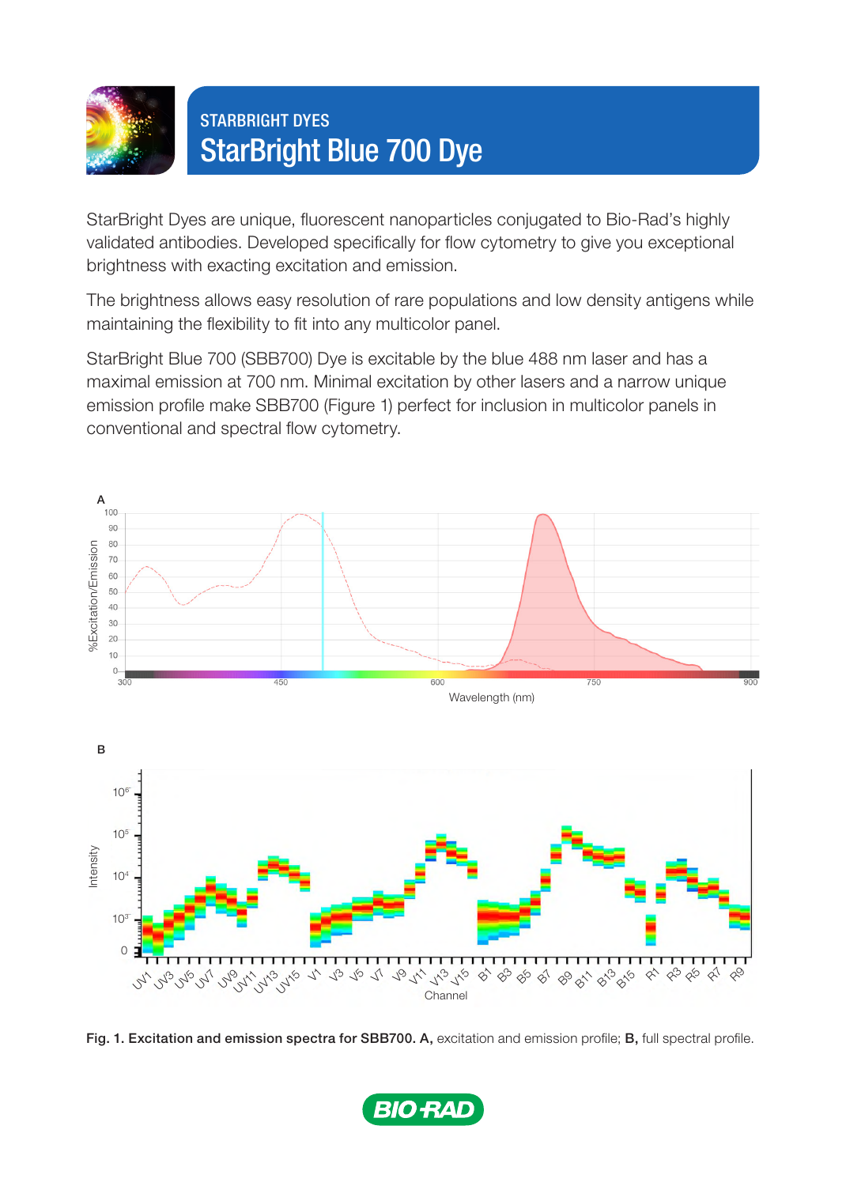STARBRIGHT DYES

# StarBright Blue 700 Dye

StarBright Dyes are unique, fluorescent nanoparticles conjugated to Bio-Rad's highly validated antibodies. Developed specifically for flow cytometry to give you exceptional brightness with exacting excitation and emission.

The brightness allows easy resolution of rare populations and low density antigens while maintaining the flexibility to fit into any multicolor panel.

StarBright Blue 700 (SBB700) Dye is excitable by the blue 488 nm laser and has a maximal emission at 700 nm. Minimal excitation by other lasers and a narrow unique emission profile make SBB700 (Figure 1) perfect for inclusion in multicolor panels in conventional and spectral flow cytometry.

**Fig. 1. Excitation and emission spectra for SBB700. A,** excitation and emission profile; **B,** full spectral profile.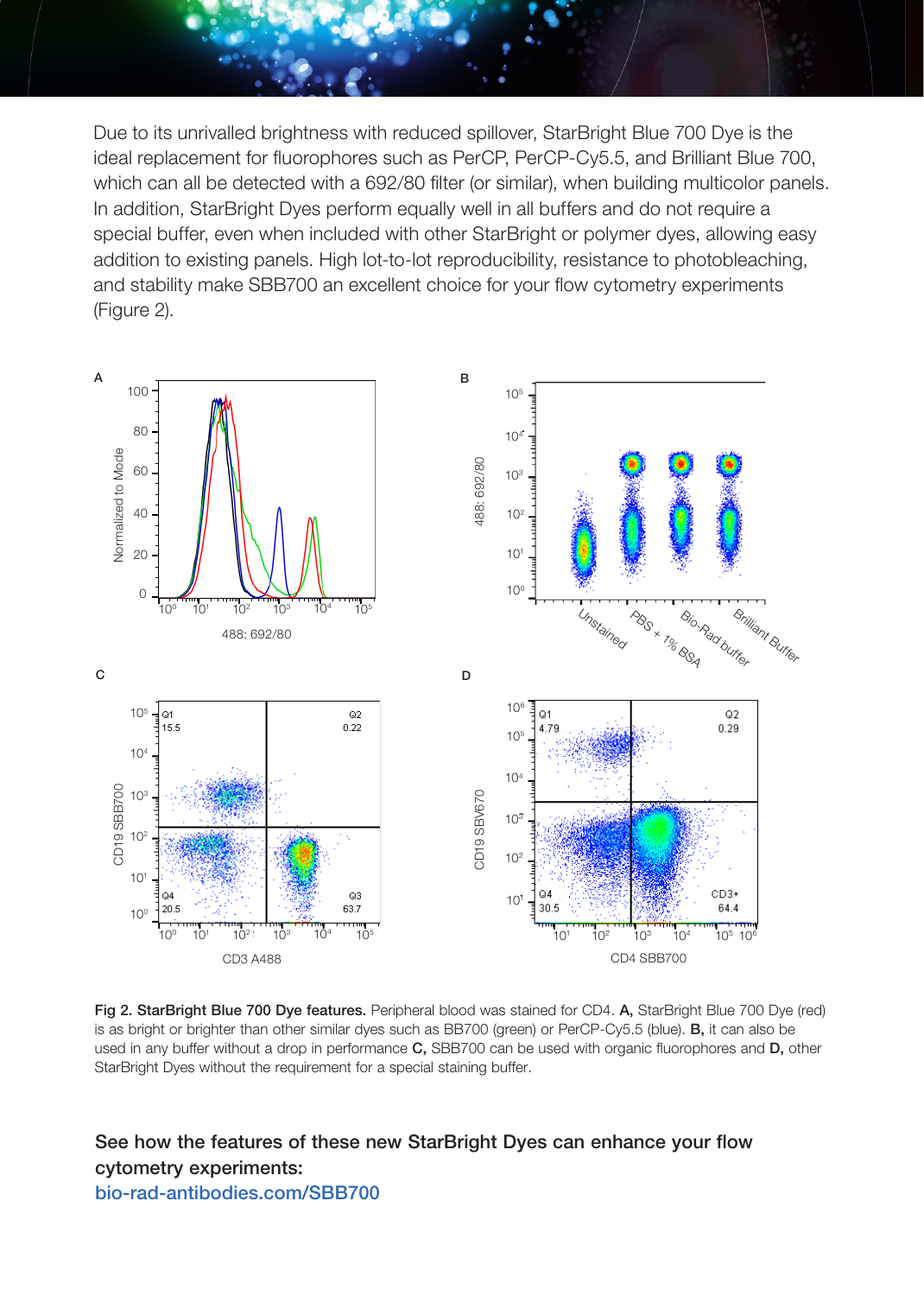Due to its unrivalled brightness with reduced spillover, StarBright Blue 700 Dye is the ideal replacement for fluorophores such as PerCP, PerCP-Cy5.5, and Brilliant Blue 700, which can all be detected with a 692/80 filter (or similar), when building multicolor panels. In addition, StarBright Dyes perform equally well in all buffers and do not require a special buffer, even when included with other StarBright or polymer dyes, allowing easy addition to existing panels. High lot-to-lot reproducibility, resistance to photobleaching, and stability make SBB700 an excellent choice for your flow cytometry experiments (Figure 2).

**Fig 2. StarBright Blue 700 Dye features.** Peripheral blood was stained for CD4. **A,** StarBright Blue 700 Dye (red) is as bright or brighter than other similar dyes such as BB700 (green) or PerCP-Cy5.5 (blue). **B,** it can also be used in any buffer without a drop in performance **C,** SBB700 can be used with organic fluorophores and **D,** other StarBright Dyes without the requirement for a special staining buffer.

**See how the features of these new StarBright Dyes can enhance your flow cytometry experiments:**
bio-rad-antibodies.com/SBB700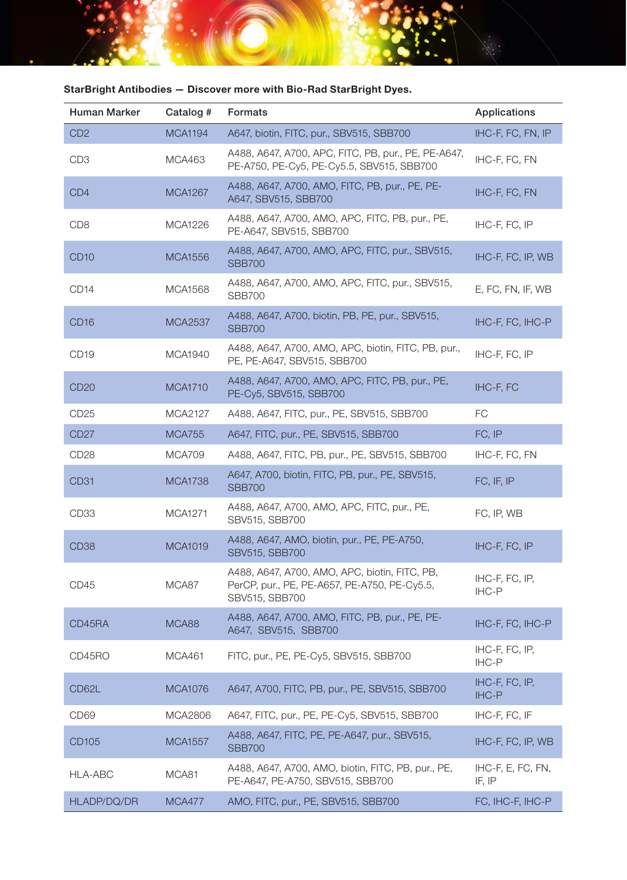**StarBright Antibodies — Discover more with Bio-Rad StarBright Dyes.**

| Human Marker | Catalog # | Formats | Applications |
|---|---|---|---|
| CD2 | MCA1194 | A647, biotin, FITC, pur., SBV515, SBB700 | IHC-F, FC, FN, IP |
| CD3 | MCA463 | A488, A647, A700, APC, FITC, PB, pur., PE, PE-A647, PE-A750, PE-Cy5, PE-Cy5.5, SBV515, SBB700 | IHC-F, FC, FN |
| CD4 | MCA1267 | A488, A647, A700, AMO, FITC, PB, pur., PE, PE-A647, SBV515, SBB700 | IHC-F, FC, FN |
| CD8 | MCA1226 | A488, A647, A700, AMO, APC, FITC, PB, pur., PE, PE-A647, SBV515, SBB700 | IHC-F, FC, IP |
| CD10 | MCA1556 | A488, A647, A700, AMO, APC, FITC, pur., SBV515, SBB700 | IHC-F, FC, IP, WB |
| CD14 | MCA1568 | A488, A647, A700, AMO, APC, FITC, pur., SBV515, SBB700 | E, FC, FN, IF, WB |
| CD16 | MCA2537 | A488, A647, A700, biotin, PB, PE, pur., SBV515, SBB700 | IHC-F, FC, IHC-P |
| CD19 | MCA1940 | A488, A647, A700, AMO, APC, biotin, FITC, PB, pur., PE, PE-A647, SBV515, SBB700 | IHC-F, FC, IP |
| CD20 | MCA1710 | A488, A647, A700, AMO, APC, FITC, PB, pur., PE, PE-Cy5, SBV515, SBB700 | IHC-F, FC |
| CD25 | MCA2127 | A488, A647, FITC, pur., PE, SBV515, SBB700 | FC |
| CD27 | MCA755 | A647, FITC, pur., PE, SBV515, SBB700 | FC, IP |
| CD28 | MCA709 | A488, A647, FITC, PB, pur., PE, SBV515, SBB700 | IHC-F, FC, FN |
| CD31 | MCA1738 | A647, A700, biotin, FITC, PB, pur., PE, SBV515, SBB700 | FC, IF, IP |
| CD33 | MCA1271 | A488, A647, A700, AMO, APC, FITC, pur., PE, SBV515, SBB700 | FC, IP, WB |
| CD38 | MCA1019 | A488, A647, AMO, biotin, pur., PE, PE-A750, SBV515, SBB700 | IHC-F, FC, IP |
| CD45 | MCA87 | A488, A647, A700, AMO, APC, biotin, FITC, PB, PerCP, pur., PE, PE-A657, PE-A750, PE-Cy5.5, SBV515, SBB700 | IHC-F, FC, IP, IHC-P |
| CD45RA | MCA88 | A488, A647, A700, AMO, FITC, PB, pur., PE, PE-A647, SBV515, SBB700 | IHC-F, FC, IHC-P |
| CD45RO | MCA461 | FITC, pur., PE, PE-Cy5, SBV515, SBB700 | IHC-F, FC, IP, IHC-P |
| CD62L | MCA1076 | A647, A700, FITC, PB, pur., PE, SBV515, SBB700 | IHC-F, FC, IP, IHC-P |
| CD69 | MCA2806 | A647, FITC, pur., PE, PE-Cy5, SBV515, SBB700 | IHC-F, FC, IF |
| CD105 | MCA1557 | A488, A647, FITC, PE, PE-A647, pur., SBV515, SBB700 | IHC-F, FC, IP, WB |
| HLA-ABC | MCA81 | A488, A647, A700, AMO, biotin, FITC, PB, pur., PE, PE-A647, PE-A750, SBV515, SBB700 | IHC-F, E, FC, FN, IF, IP |
| HLADP/DQ/DR | MCA477 | AMO, FITC, pur., PE, SBV515, SBB700 | FC, IHC-F, IHC-P |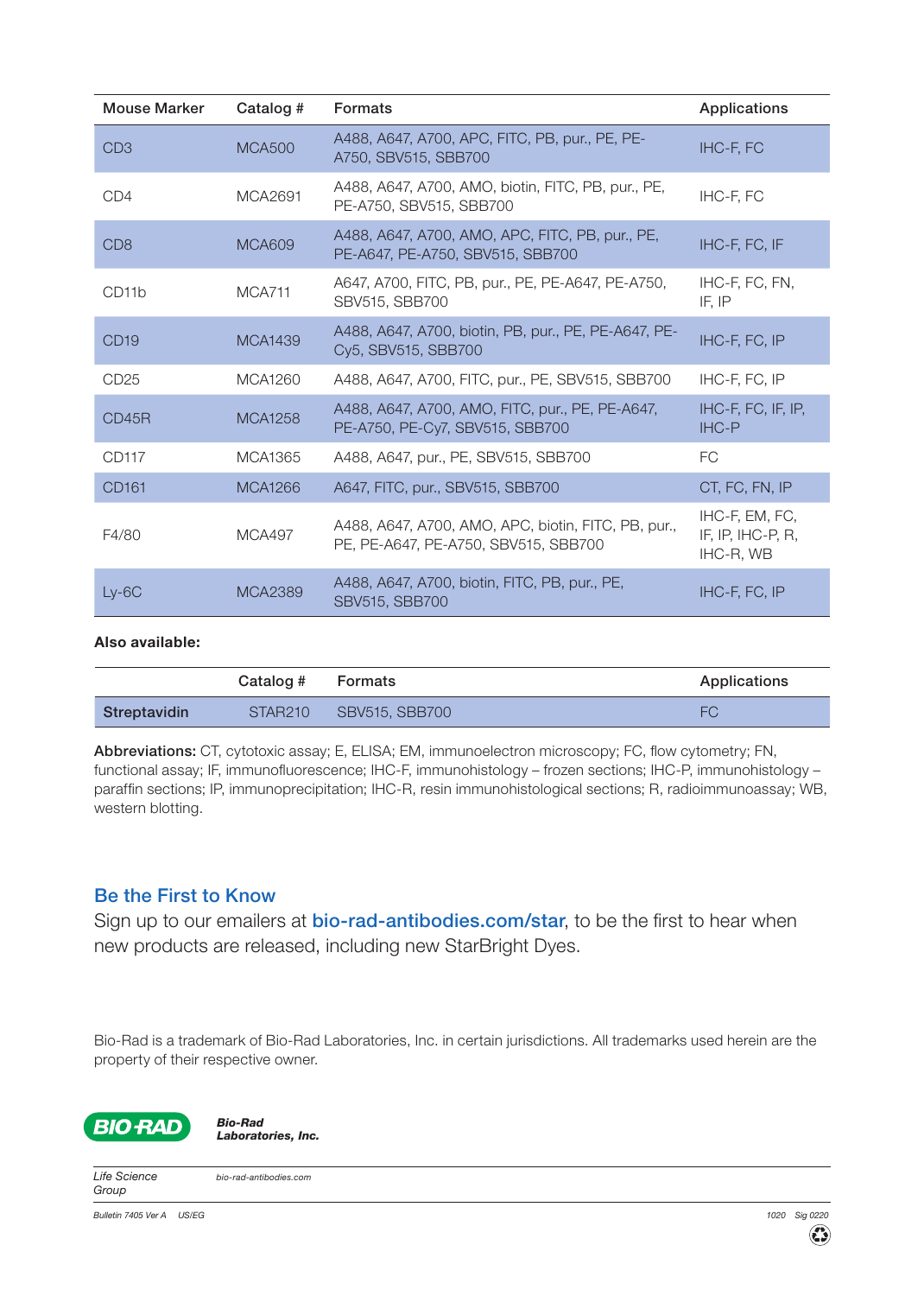| Mouse Marker | Catalog # | Formats | Applications |
|---|---|---|---|
| CD3 | MCA500 | A488, A647, A700, APC, FITC, PB, pur., PE, PE-A750, SBV515, SBB700 | IHC-F, FC |
| CD4 | MCA2691 | A488, A647, A700, AMO, biotin, FITC, PB, pur., PE, PE-A750, SBV515, SBB700 | IHC-F, FC |
| CD8 | MCA609 | A488, A647, A700, AMO, APC, FITC, PB, pur., PE, PE-A647, PE-A750, SBV515, SBB700 | IHC-F, FC, IF |
| CD11b | MCA711 | A647, A700, FITC, PB, pur., PE, PE-A647, PE-A750, SBV515, SBB700 | IHC-F, FC, FN, IF, IP |
| CD19 | MCA1439 | A488, A647, A700, biotin, PB, pur., PE, PE-A647, PE-Cy5, SBV515, SBB700 | IHC-F, FC, IP |
| CD25 | MCA1260 | A488, A647, A700, FITC, pur., PE, SBV515, SBB700 | IHC-F, FC, IP |
| CD45R | MCA1258 | A488, A647, A700, AMO, FITC, pur., PE, PE-A647, PE-A750, PE-Cy7, SBV515, SBB700 | IHC-F, FC, IF, IP, IHC-P |
| CD117 | MCA1365 | A488, A647, pur., PE, SBV515, SBB700 | FC |
| CD161 | MCA1266 | A647, FITC, pur., SBV515, SBB700 | CT, FC, FN, IP |
| F4/80 | MCA497 | A488, A647, A700, AMO, APC, biotin, FITC, PB, pur., PE, PE-A647, PE-A750, SBV515, SBB700 | IHC-F, EM, FC, IF, IP, IHC-P, R, IHC-R, WB |
| Ly-6C | MCA2389 | A488, A647, A700, biotin, FITC, PB, pur., PE, SBV515, SBB700 | IHC-F, FC, IP |

**Also available:**

| | Catalog # | Formats | Applications |
|---|---|---|---|
| **Streptavidin** | STAR210 | SBV515, SBB700 | FC |

**Abbreviations:** CT, cytotoxic assay; E, ELISA; EM, immunoelectron microscopy; FC, flow cytometry; FN, functional assay; IF, immunofluorescence; IHC-F, immunohistology – frozen sections; IHC-P, immunohistology – paraffin sections; IP, immunoprecipitation; IHC-R, resin immunohistological sections; R, radioimmunoassay; WB, western blotting.

## Be the First to Know

Sign up to our emailers at bio-rad-antibodies.com/star, to be the first to hear when new products are released, including new StarBright Dyes.

Bio-Rad is a trademark of Bio-Rad Laboratories, Inc. in certain jurisdictions. All trademarks used herein are the property of their respective owner.

BIO-RAD

*Bio-Rad Laboratories, Inc.*

*Life Science Group*

*bio-rad-antibodies.com*

*Bulletin 7405 Ver A US/EG*

*1020 Sig 0220*